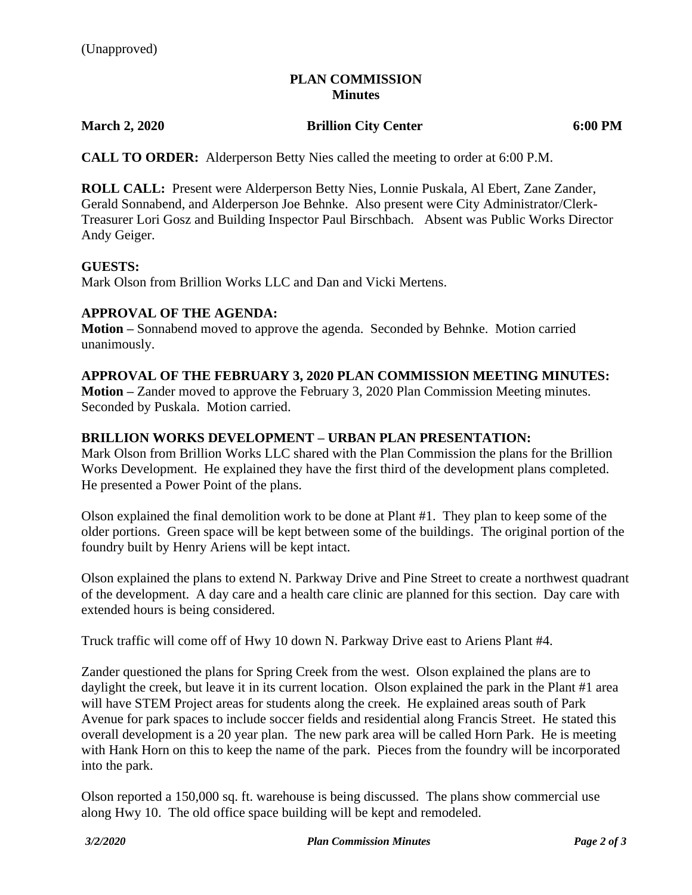(Unapproved)

**PLAN COMMISSION**
**Minutes**

**March 2, 2020** **Brillion City Center** **6:00 PM**

**CALL TO ORDER:** Alderperson Betty Nies called the meeting to order at 6:00 P.M.

**ROLL CALL:** Present were Alderperson Betty Nies, Lonnie Puskala, Al Ebert, Zane Zander, Gerald Sonnabend, and Alderperson Joe Behnke. Also present were City Administrator/Clerk-Treasurer Lori Gosz and Building Inspector Paul Birschbach. Absent was Public Works Director Andy Geiger.

**GUESTS:**
Mark Olson from Brillion Works LLC and Dan and Vicki Mertens.

**APPROVAL OF THE AGENDA:**
**Motion –** Sonnabend moved to approve the agenda. Seconded by Behnke. Motion carried unanimously.

**APPROVAL OF THE FEBRUARY 3, 2020 PLAN COMMISSION MEETING MINUTES:**
**Motion –** Zander moved to approve the February 3, 2020 Plan Commission Meeting minutes. Seconded by Puskala. Motion carried.

**BRILLION WORKS DEVELOPMENT – URBAN PLAN PRESENTATION:**
Mark Olson from Brillion Works LLC shared with the Plan Commission the plans for the Brillion Works Development. He explained they have the first third of the development plans completed. He presented a Power Point of the plans.

Olson explained the final demolition work to be done at Plant #1. They plan to keep some of the older portions. Green space will be kept between some of the buildings. The original portion of the foundry built by Henry Ariens will be kept intact.

Olson explained the plans to extend N. Parkway Drive and Pine Street to create a northwest quadrant of the development. A day care and a health care clinic are planned for this section. Day care with extended hours is being considered.

Truck traffic will come off of Hwy 10 down N. Parkway Drive east to Ariens Plant #4.

Zander questioned the plans for Spring Creek from the west. Olson explained the plans are to daylight the creek, but leave it in its current location. Olson explained the park in the Plant #1 area will have STEM Project areas for students along the creek. He explained areas south of Park Avenue for park spaces to include soccer fields and residential along Francis Street. He stated this overall development is a 20 year plan. The new park area will be called Horn Park. He is meeting with Hank Horn on this to keep the name of the park. Pieces from the foundry will be incorporated into the park.

Olson reported a 150,000 sq. ft. warehouse is being discussed. The plans show commercial use along Hwy 10. The old office space building will be kept and remodeled.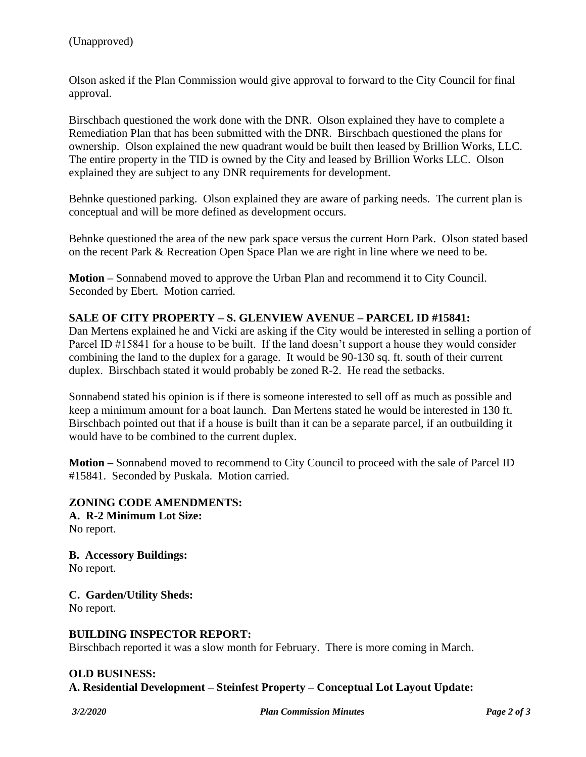(Unapproved)

Olson asked if the Plan Commission would give approval to forward to the City Council for final approval.

Birschbach questioned the work done with the DNR. Olson explained they have to complete a Remediation Plan that has been submitted with the DNR. Birschbach questioned the plans for ownership. Olson explained the new quadrant would be built then leased by Brillion Works, LLC. The entire property in the TID is owned by the City and leased by Brillion Works LLC. Olson explained they are subject to any DNR requirements for development.

Behnke questioned parking. Olson explained they are aware of parking needs. The current plan is conceptual and will be more defined as development occurs.

Behnke questioned the area of the new park space versus the current Horn Park. Olson stated based on the recent Park & Recreation Open Space Plan we are right in line where we need to be.

**Motion –** Sonnabend moved to approve the Urban Plan and recommend it to City Council. Seconded by Ebert. Motion carried.

## SALE OF CITY PROPERTY – S. GLENVIEW AVENUE – PARCEL ID #15841:

Dan Mertens explained he and Vicki are asking if the City would be interested in selling a portion of Parcel ID #15841 for a house to be built. If the land doesn't support a house they would consider combining the land to the duplex for a garage. It would be 90-130 sq. ft. south of their current duplex. Birschbach stated it would probably be zoned R-2. He read the setbacks.

Sonnabend stated his opinion is if there is someone interested to sell off as much as possible and keep a minimum amount for a boat launch. Dan Mertens stated he would be interested in 130 ft. Birschbach pointed out that if a house is built than it can be a separate parcel, if an outbuilding it would have to be combined to the current duplex.

**Motion –** Sonnabend moved to recommend to City Council to proceed with the sale of Parcel ID #15841. Seconded by Puskala. Motion carried.

## ZONING CODE AMENDMENTS:

### A. R-2 Minimum Lot Size:

No report.

### B. Accessory Buildings:

No report.

### C. Garden/Utility Sheds:

No report.

## BUILDING INSPECTOR REPORT:

Birschbach reported it was a slow month for February. There is more coming in March.

## OLD BUSINESS:

### A. Residential Development – Steinfest Property – Conceptual Lot Layout Update: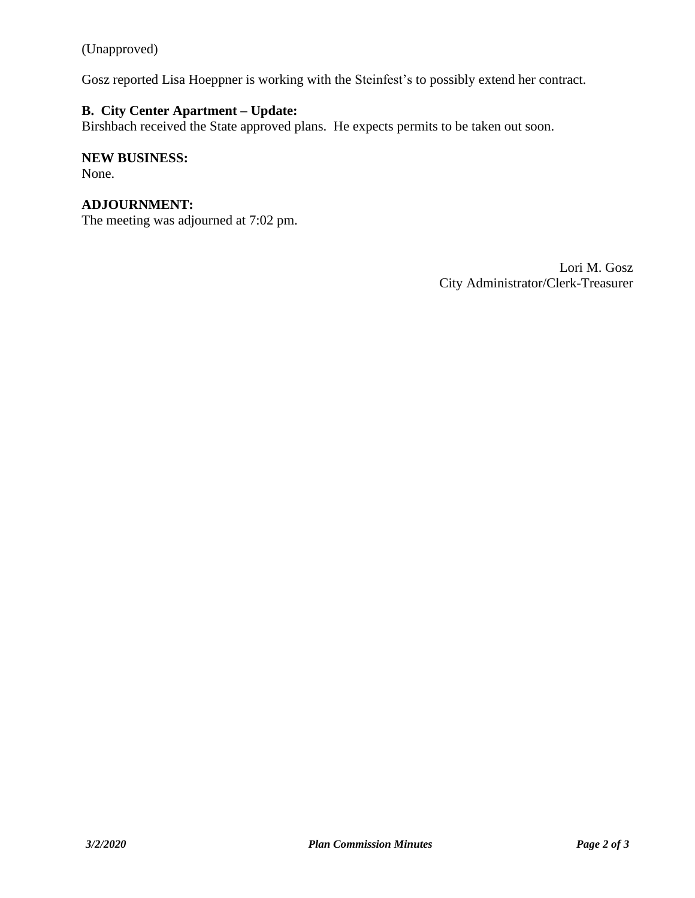(Unapproved)

Gosz reported Lisa Hoeppner is working with the Steinfest's to possibly extend her contract.

**B. City Center Apartment – Update:**
Birshbach received the State approved plans. He expects permits to be taken out soon.

**NEW BUSINESS:**
None.

**ADJOURNMENT:**
The meeting was adjourned at 7:02 pm.

Lori M. Gosz
City Administrator/Clerk-Treasurer